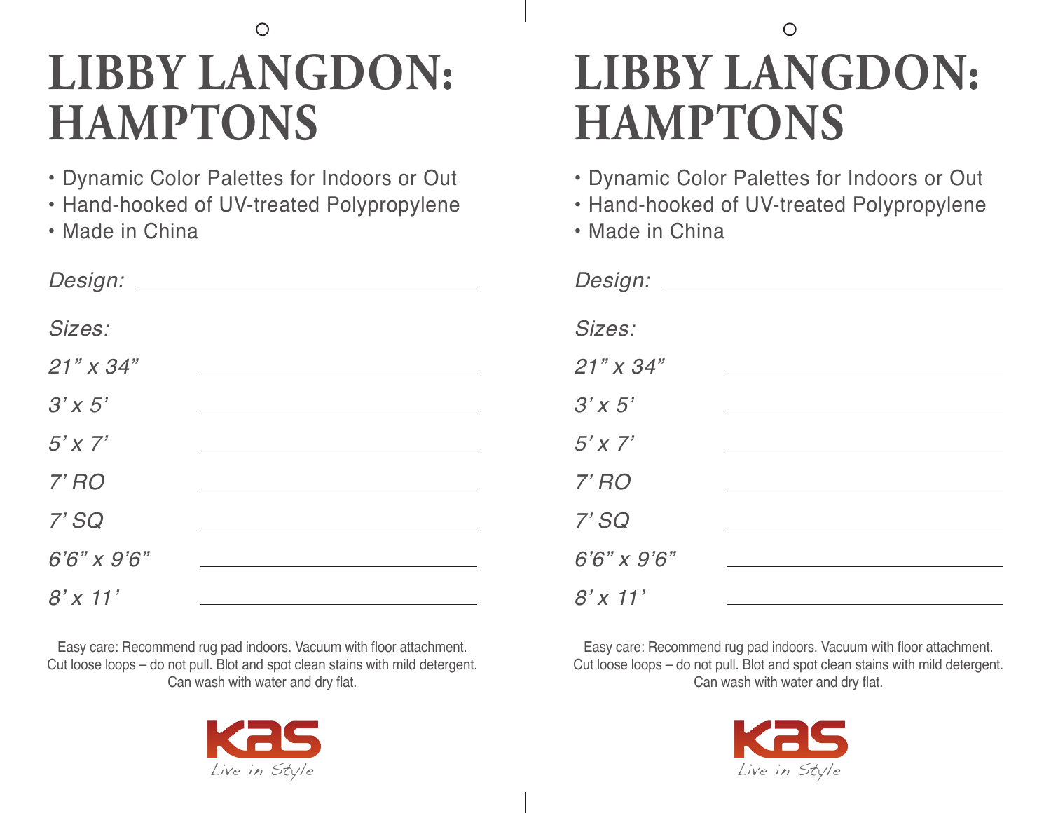# LIBBY LANGDON: HAMPTONS

- Dynamic Color Palettes for Indoors or Out
- Hand-hooked of UV-treated Polypropylene
- Made in China

*Design:* ______________________

*Sizes:*

| | |
|---|---|
| *21" x 34"* | ______________ |
| *3' x 5'* | ______________ |
| *5' x 7'* | ______________ |
| *7' RO* | ______________ |
| *7' SQ* | ______________ |
| *6'6" x 9'6"* | ______________ |
| *8' x 11'* | ______________ |

Easy care: Recommend rug pad indoors. Vacuum with floor attachment. Cut loose loops – do not pull. Blot and spot clean stains with mild detergent. Can wash with water and dry flat.

KAS
*Live in Style*

# LIBBY LANGDON: HAMPTONS

- Dynamic Color Palettes for Indoors or Out
- Hand-hooked of UV-treated Polypropylene
- Made in China

*Design:* ______________________

*Sizes:*

| | |
|---|---|
| *21" x 34"* | ______________ |
| *3' x 5'* | ______________ |
| *5' x 7'* | ______________ |
| *7' RO* | ______________ |
| *7' SQ* | ______________ |
| *6'6" x 9'6"* | ______________ |
| *8' x 11'* | ______________ |

Easy care: Recommend rug pad indoors. Vacuum with floor attachment. Cut loose loops – do not pull. Blot and spot clean stains with mild detergent. Can wash with water and dry flat.

KAS
*Live in Style*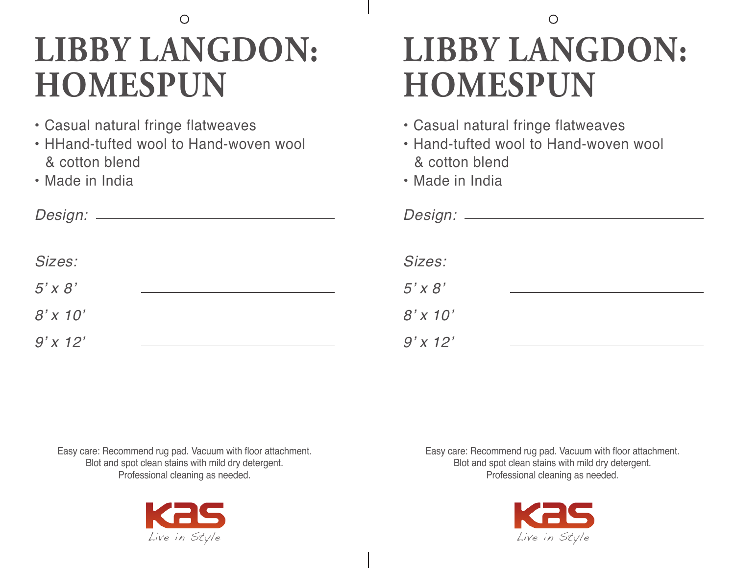# LIBBY LANGDON: HOMESPUN

- Casual natural fringe flatweaves
- HHand-tufted wool to Hand-woven wool & cotton blend
- Made in India

*Design:* ______________________

*Sizes:*

*5' x 8'* ______________________

*8' x 10'* ______________________

*9' x 12'* ______________________

Easy care: Recommend rug pad. Vacuum with floor attachment.
Blot and spot clean stains with mild dry detergent.
Professional cleaning as needed.

KAS
Live in Style

# LIBBY LANGDON: HOMESPUN

- Casual natural fringe flatweaves
- Hand-tufted wool to Hand-woven wool & cotton blend
- Made in India

*Design:* ______________________

*Sizes:*

*5' x 8'* ______________________

*8' x 10'* ______________________

*9' x 12'* ______________________

Easy care: Recommend rug pad. Vacuum with floor attachment.
Blot and spot clean stains with mild dry detergent.
Professional cleaning as needed.

KAS
Live in Style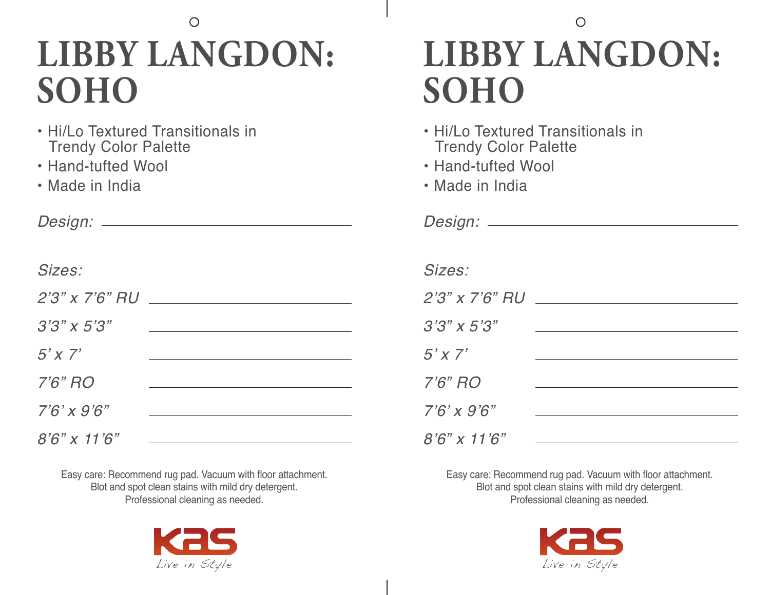# LIBBY LANGDON: SOHO

- Hi/Lo Textured Transitionals in Trendy Color Palette
- Hand-tufted Wool
- Made in India

*Design:* ______________________

*Sizes:*

*2'3" x 7'6" RU* ______________________

*3'3" x 5'3"* ______________________

*5' x 7'* ______________________

*7'6" RO* ______________________

*7'6' x 9'6"* ______________________

*8'6" x 11'6"* ______________________

Easy care: Recommend rug pad. Vacuum with floor attachment.
Blot and spot clean stains with mild dry detergent.
Professional cleaning as needed.

KAS
Live in Style

# LIBBY LANGDON: SOHO

- Hi/Lo Textured Transitionals in Trendy Color Palette
- Hand-tufted Wool
- Made in India

*Design:* ______________________

*Sizes:*

*2'3" x 7'6" RU* ______________________

*3'3" x 5'3"* ______________________

*5' x 7'* ______________________

*7'6" RO* ______________________

*7'6' x 9'6"* ______________________

*8'6" x 11'6"* ______________________

Easy care: Recommend rug pad. Vacuum with floor attachment.
Blot and spot clean stains with mild dry detergent.
Professional cleaning as needed.

KAS
Live in Style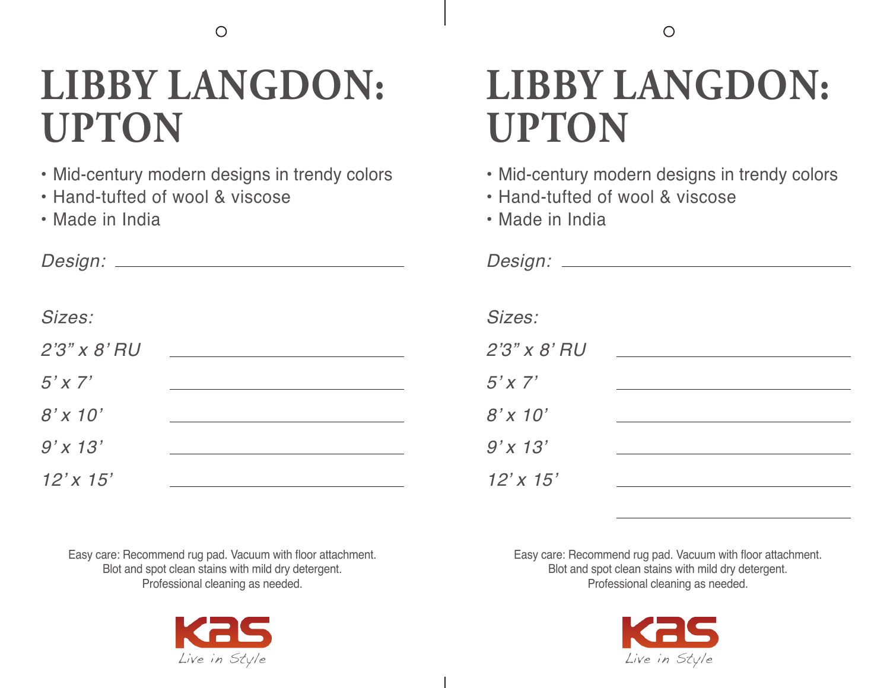# LIBBY LANGDON: UPTON

- Mid-century modern designs in trendy colors
- Hand-tufted of wool & viscose
- Made in India

*Design:* ______________________

*Sizes:*

*2'3" x 8' RU* ______________________

*5' x 7'* ______________________

*8' x 10'* ______________________

*9' x 13'* ______________________

*12' x 15'* ______________________

Easy care: Recommend rug pad. Vacuum with floor attachment.
Blot and spot clean stains with mild dry detergent.
Professional cleaning as needed.

KAS
Live in Style

# LIBBY LANGDON: UPTON

- Mid-century modern designs in trendy colors
- Hand-tufted of wool & viscose
- Made in India

*Design:* ______________________

*Sizes:*

*2'3" x 8' RU* ______________________

*5' x 7'* ______________________

*8' x 10'* ______________________

*9' x 13'* ______________________

*12' x 15'* ______________________

______________________

Easy care: Recommend rug pad. Vacuum with floor attachment.
Blot and spot clean stains with mild dry detergent.
Professional cleaning as needed.

KAS
Live in Style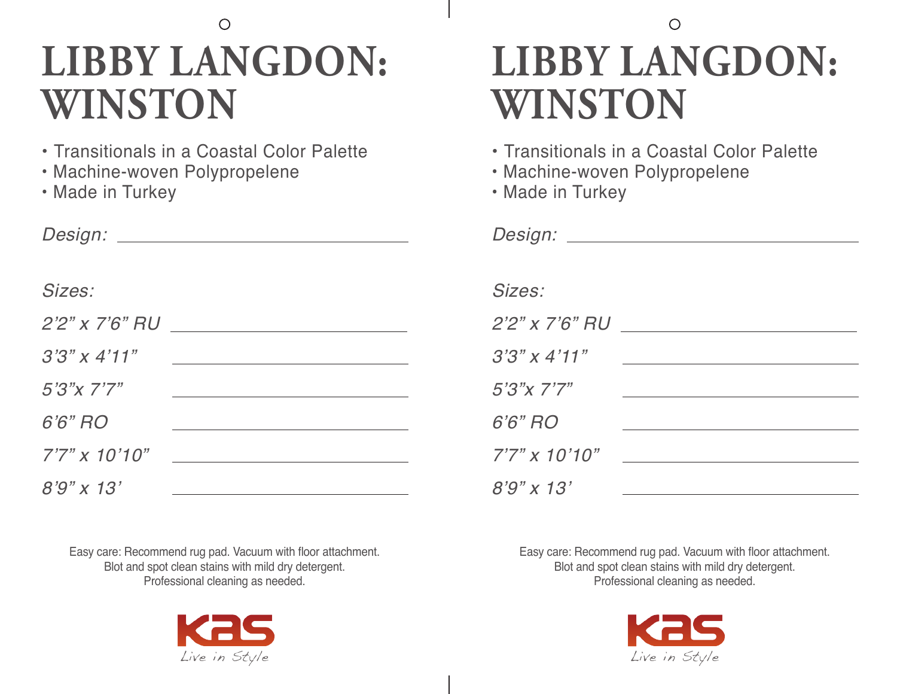# LIBBY LANGDON: WINSTON

- Transitionals in a Coastal Color Palette
- Machine-woven Polypropelene
- Made in Turkey

*Design:* ______________________

*Sizes:*

*2’2” x 7’6” RU* ______________________

*3’3” x 4’11”* ______________________

*5’3”x 7’7”* ______________________

*6’6” RO* ______________________

*7’7” x 10’10”* ______________________

*8’9” x 13’* ______________________

Easy care: Recommend rug pad. Vacuum with floor attachment.
Blot and spot clean stains with mild dry detergent.
Professional cleaning as needed.

KAS
Live in Style

# LIBBY LANGDON: WINSTON

- Transitionals in a Coastal Color Palette
- Machine-woven Polypropelene
- Made in Turkey

*Design:* ______________________

*Sizes:*

*2’2” x 7’6” RU* ______________________

*3’3” x 4’11”* ______________________

*5’3”x 7’7”* ______________________

*6’6” RO* ______________________

*7’7” x 10’10”* ______________________

*8’9” x 13’* ______________________

Easy care: Recommend rug pad. Vacuum with floor attachment.
Blot and spot clean stains with mild dry detergent.
Professional cleaning as needed.

KAS
Live in Style